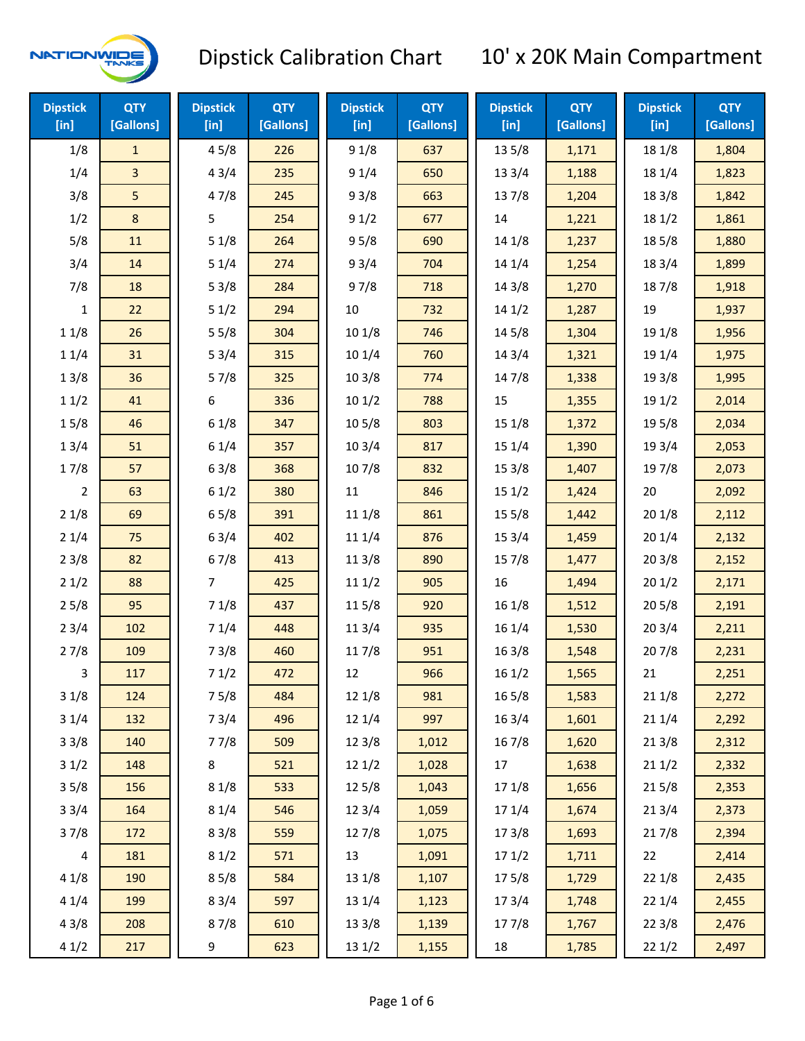# Dipstick Calibration Chart — 10' x 20K Main Compartment

| Dipstick [in] | QTY [Gallons] | Dipstick [in] | QTY [Gallons] | Dipstick [in] | QTY [Gallons] | Dipstick [in] | QTY [Gallons] | Dipstick [in] | QTY [Gallons] |
|---|---|---|---|---|---|---|---|---|---|
| 1/8 | 1 | 4 5/8 | 226 | 9 1/8 | 637 | 13 5/8 | 1,171 | 18 1/8 | 1,804 |
| 1/4 | 3 | 4 3/4 | 235 | 9 1/4 | 650 | 13 3/4 | 1,188 | 18 1/4 | 1,823 |
| 3/8 | 5 | 4 7/8 | 245 | 9 3/8 | 663 | 13 7/8 | 1,204 | 18 3/8 | 1,842 |
| 1/2 | 8 | 5 | 254 | 9 1/2 | 677 | 14 | 1,221 | 18 1/2 | 1,861 |
| 5/8 | 11 | 5 1/8 | 264 | 9 5/8 | 690 | 14 1/8 | 1,237 | 18 5/8 | 1,880 |
| 3/4 | 14 | 5 1/4 | 274 | 9 3/4 | 704 | 14 1/4 | 1,254 | 18 3/4 | 1,899 |
| 7/8 | 18 | 5 3/8 | 284 | 9 7/8 | 718 | 14 3/8 | 1,270 | 18 7/8 | 1,918 |
| 1 | 22 | 5 1/2 | 294 | 10 | 732 | 14 1/2 | 1,287 | 19 | 1,937 |
| 1 1/8 | 26 | 5 5/8 | 304 | 10 1/8 | 746 | 14 5/8 | 1,304 | 19 1/8 | 1,956 |
| 1 1/4 | 31 | 5 3/4 | 315 | 10 1/4 | 760 | 14 3/4 | 1,321 | 19 1/4 | 1,975 |
| 1 3/8 | 36 | 5 7/8 | 325 | 10 3/8 | 774 | 14 7/8 | 1,338 | 19 3/8 | 1,995 |
| 1 1/2 | 41 | 6 | 336 | 10 1/2 | 788 | 15 | 1,355 | 19 1/2 | 2,014 |
| 1 5/8 | 46 | 6 1/8 | 347 | 10 5/8 | 803 | 15 1/8 | 1,372 | 19 5/8 | 2,034 |
| 1 3/4 | 51 | 6 1/4 | 357 | 10 3/4 | 817 | 15 1/4 | 1,390 | 19 3/4 | 2,053 |
| 1 7/8 | 57 | 6 3/8 | 368 | 10 7/8 | 832 | 15 3/8 | 1,407 | 19 7/8 | 2,073 |
| 2 | 63 | 6 1/2 | 380 | 11 | 846 | 15 1/2 | 1,424 | 20 | 2,092 |
| 2 1/8 | 69 | 6 5/8 | 391 | 11 1/8 | 861 | 15 5/8 | 1,442 | 20 1/8 | 2,112 |
| 2 1/4 | 75 | 6 3/4 | 402 | 11 1/4 | 876 | 15 3/4 | 1,459 | 20 1/4 | 2,132 |
| 2 3/8 | 82 | 6 7/8 | 413 | 11 3/8 | 890 | 15 7/8 | 1,477 | 20 3/8 | 2,152 |
| 2 1/2 | 88 | 7 | 425 | 11 1/2 | 905 | 16 | 1,494 | 20 1/2 | 2,171 |
| 2 5/8 | 95 | 7 1/8 | 437 | 11 5/8 | 920 | 16 1/8 | 1,512 | 20 5/8 | 2,191 |
| 2 3/4 | 102 | 7 1/4 | 448 | 11 3/4 | 935 | 16 1/4 | 1,530 | 20 3/4 | 2,211 |
| 2 7/8 | 109 | 7 3/8 | 460 | 11 7/8 | 951 | 16 3/8 | 1,548 | 20 7/8 | 2,231 |
| 3 | 117 | 7 1/2 | 472 | 12 | 966 | 16 1/2 | 1,565 | 21 | 2,251 |
| 3 1/8 | 124 | 7 5/8 | 484 | 12 1/8 | 981 | 16 5/8 | 1,583 | 21 1/8 | 2,272 |
| 3 1/4 | 132 | 7 3/4 | 496 | 12 1/4 | 997 | 16 3/4 | 1,601 | 21 1/4 | 2,292 |
| 3 3/8 | 140 | 7 7/8 | 509 | 12 3/8 | 1,012 | 16 7/8 | 1,620 | 21 3/8 | 2,312 |
| 3 1/2 | 148 | 8 | 521 | 12 1/2 | 1,028 | 17 | 1,638 | 21 1/2 | 2,332 |
| 3 5/8 | 156 | 8 1/8 | 533 | 12 5/8 | 1,043 | 17 1/8 | 1,656 | 21 5/8 | 2,353 |
| 3 3/4 | 164 | 8 1/4 | 546 | 12 3/4 | 1,059 | 17 1/4 | 1,674 | 21 3/4 | 2,373 |
| 3 7/8 | 172 | 8 3/8 | 559 | 12 7/8 | 1,075 | 17 3/8 | 1,693 | 21 7/8 | 2,394 |
| 4 | 181 | 8 1/2 | 571 | 13 | 1,091 | 17 1/2 | 1,711 | 22 | 2,414 |
| 4 1/8 | 190 | 8 5/8 | 584 | 13 1/8 | 1,107 | 17 5/8 | 1,729 | 22 1/8 | 2,435 |
| 4 1/4 | 199 | 8 3/4 | 597 | 13 1/4 | 1,123 | 17 3/4 | 1,748 | 22 1/4 | 2,455 |
| 4 3/8 | 208 | 8 7/8 | 610 | 13 3/8 | 1,139 | 17 7/8 | 1,767 | 22 3/8 | 2,476 |
| 4 1/2 | 217 | 9 | 623 | 13 1/2 | 1,155 | 18 | 1,785 | 22 1/2 | 2,497 |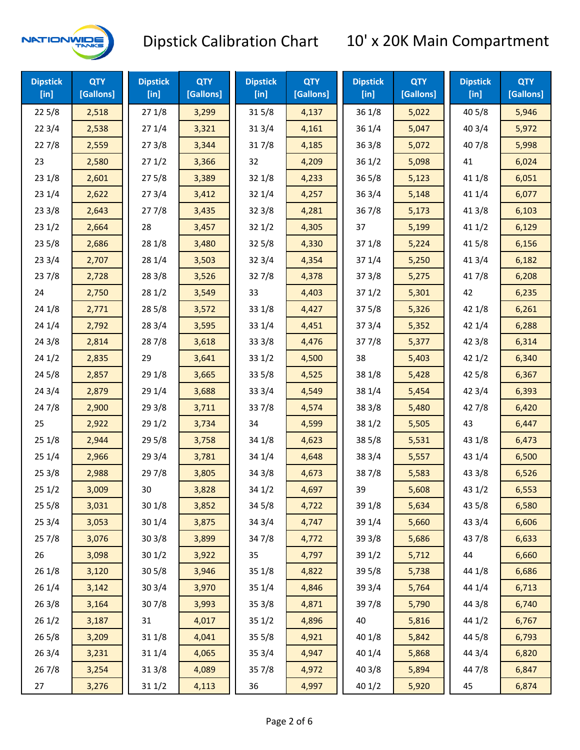# Dipstick Calibration Chart — 10' x 20K Main Compartment

| Dipstick [in] | QTY [Gallons] | Dipstick [in] | QTY [Gallons] | Dipstick [in] | QTY [Gallons] | Dipstick [in] | QTY [Gallons] | Dipstick [in] | QTY [Gallons] |
|---|---|---|---|---|---|---|---|---|---|
| 22 5/8 | 2,518 | 27 1/8 | 3,299 | 31 5/8 | 4,137 | 36 1/8 | 5,022 | 40 5/8 | 5,946 |
| 22 3/4 | 2,538 | 27 1/4 | 3,321 | 31 3/4 | 4,161 | 36 1/4 | 5,047 | 40 3/4 | 5,972 |
| 22 7/8 | 2,559 | 27 3/8 | 3,344 | 31 7/8 | 4,185 | 36 3/8 | 5,072 | 40 7/8 | 5,998 |
| 23 | 2,580 | 27 1/2 | 3,366 | 32 | 4,209 | 36 1/2 | 5,098 | 41 | 6,024 |
| 23 1/8 | 2,601 | 27 5/8 | 3,389 | 32 1/8 | 4,233 | 36 5/8 | 5,123 | 41 1/8 | 6,051 |
| 23 1/4 | 2,622 | 27 3/4 | 3,412 | 32 1/4 | 4,257 | 36 3/4 | 5,148 | 41 1/4 | 6,077 |
| 23 3/8 | 2,643 | 27 7/8 | 3,435 | 32 3/8 | 4,281 | 36 7/8 | 5,173 | 41 3/8 | 6,103 |
| 23 1/2 | 2,664 | 28 | 3,457 | 32 1/2 | 4,305 | 37 | 5,199 | 41 1/2 | 6,129 |
| 23 5/8 | 2,686 | 28 1/8 | 3,480 | 32 5/8 | 4,330 | 37 1/8 | 5,224 | 41 5/8 | 6,156 |
| 23 3/4 | 2,707 | 28 1/4 | 3,503 | 32 3/4 | 4,354 | 37 1/4 | 5,250 | 41 3/4 | 6,182 |
| 23 7/8 | 2,728 | 28 3/8 | 3,526 | 32 7/8 | 4,378 | 37 3/8 | 5,275 | 41 7/8 | 6,208 |
| 24 | 2,750 | 28 1/2 | 3,549 | 33 | 4,403 | 37 1/2 | 5,301 | 42 | 6,235 |
| 24 1/8 | 2,771 | 28 5/8 | 3,572 | 33 1/8 | 4,427 | 37 5/8 | 5,326 | 42 1/8 | 6,261 |
| 24 1/4 | 2,792 | 28 3/4 | 3,595 | 33 1/4 | 4,451 | 37 3/4 | 5,352 | 42 1/4 | 6,288 |
| 24 3/8 | 2,814 | 28 7/8 | 3,618 | 33 3/8 | 4,476 | 37 7/8 | 5,377 | 42 3/8 | 6,314 |
| 24 1/2 | 2,835 | 29 | 3,641 | 33 1/2 | 4,500 | 38 | 5,403 | 42 1/2 | 6,340 |
| 24 5/8 | 2,857 | 29 1/8 | 3,665 | 33 5/8 | 4,525 | 38 1/8 | 5,428 | 42 5/8 | 6,367 |
| 24 3/4 | 2,879 | 29 1/4 | 3,688 | 33 3/4 | 4,549 | 38 1/4 | 5,454 | 42 3/4 | 6,393 |
| 24 7/8 | 2,900 | 29 3/8 | 3,711 | 33 7/8 | 4,574 | 38 3/8 | 5,480 | 42 7/8 | 6,420 |
| 25 | 2,922 | 29 1/2 | 3,734 | 34 | 4,599 | 38 1/2 | 5,505 | 43 | 6,447 |
| 25 1/8 | 2,944 | 29 5/8 | 3,758 | 34 1/8 | 4,623 | 38 5/8 | 5,531 | 43 1/8 | 6,473 |
| 25 1/4 | 2,966 | 29 3/4 | 3,781 | 34 1/4 | 4,648 | 38 3/4 | 5,557 | 43 1/4 | 6,500 |
| 25 3/8 | 2,988 | 29 7/8 | 3,805 | 34 3/8 | 4,673 | 38 7/8 | 5,583 | 43 3/8 | 6,526 |
| 25 1/2 | 3,009 | 30 | 3,828 | 34 1/2 | 4,697 | 39 | 5,608 | 43 1/2 | 6,553 |
| 25 5/8 | 3,031 | 30 1/8 | 3,852 | 34 5/8 | 4,722 | 39 1/8 | 5,634 | 43 5/8 | 6,580 |
| 25 3/4 | 3,053 | 30 1/4 | 3,875 | 34 3/4 | 4,747 | 39 1/4 | 5,660 | 43 3/4 | 6,606 |
| 25 7/8 | 3,076 | 30 3/8 | 3,899 | 34 7/8 | 4,772 | 39 3/8 | 5,686 | 43 7/8 | 6,633 |
| 26 | 3,098 | 30 1/2 | 3,922 | 35 | 4,797 | 39 1/2 | 5,712 | 44 | 6,660 |
| 26 1/8 | 3,120 | 30 5/8 | 3,946 | 35 1/8 | 4,822 | 39 5/8 | 5,738 | 44 1/8 | 6,686 |
| 26 1/4 | 3,142 | 30 3/4 | 3,970 | 35 1/4 | 4,846 | 39 3/4 | 5,764 | 44 1/4 | 6,713 |
| 26 3/8 | 3,164 | 30 7/8 | 3,993 | 35 3/8 | 4,871 | 39 7/8 | 5,790 | 44 3/8 | 6,740 |
| 26 1/2 | 3,187 | 31 | 4,017 | 35 1/2 | 4,896 | 40 | 5,816 | 44 1/2 | 6,767 |
| 26 5/8 | 3,209 | 31 1/8 | 4,041 | 35 5/8 | 4,921 | 40 1/8 | 5,842 | 44 5/8 | 6,793 |
| 26 3/4 | 3,231 | 31 1/4 | 4,065 | 35 3/4 | 4,947 | 40 1/4 | 5,868 | 44 3/4 | 6,820 |
| 26 7/8 | 3,254 | 31 3/8 | 4,089 | 35 7/8 | 4,972 | 40 3/8 | 5,894 | 44 7/8 | 6,847 |
| 27 | 3,276 | 31 1/2 | 4,113 | 36 | 4,997 | 40 1/2 | 5,920 | 45 | 6,874 |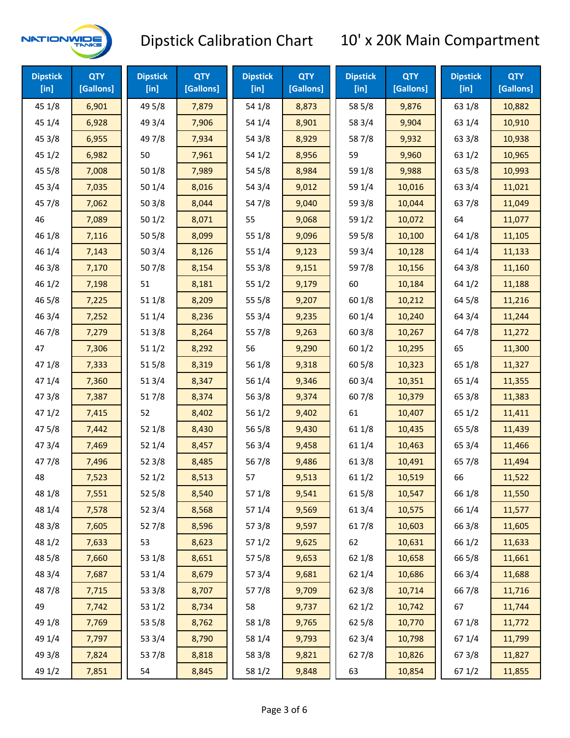# Dipstick Calibration Chart 10' x 20K Main Compartment

| Dipstick [in] | QTY [Gallons] | Dipstick [in] | QTY [Gallons] | Dipstick [in] | QTY [Gallons] | Dipstick [in] | QTY [Gallons] | Dipstick [in] | QTY [Gallons] |
|---|---|---|---|---|---|---|---|---|---|
| 45 1/8 | 6,901 | 49 5/8 | 7,879 | 54 1/8 | 8,873 | 58 5/8 | 9,876 | 63 1/8 | 10,882 |
| 45 1/4 | 6,928 | 49 3/4 | 7,906 | 54 1/4 | 8,901 | 58 3/4 | 9,904 | 63 1/4 | 10,910 |
| 45 3/8 | 6,955 | 49 7/8 | 7,934 | 54 3/8 | 8,929 | 58 7/8 | 9,932 | 63 3/8 | 10,938 |
| 45 1/2 | 6,982 | 50 | 7,961 | 54 1/2 | 8,956 | 59 | 9,960 | 63 1/2 | 10,965 |
| 45 5/8 | 7,008 | 50 1/8 | 7,989 | 54 5/8 | 8,984 | 59 1/8 | 9,988 | 63 5/8 | 10,993 |
| 45 3/4 | 7,035 | 50 1/4 | 8,016 | 54 3/4 | 9,012 | 59 1/4 | 10,016 | 63 3/4 | 11,021 |
| 45 7/8 | 7,062 | 50 3/8 | 8,044 | 54 7/8 | 9,040 | 59 3/8 | 10,044 | 63 7/8 | 11,049 |
| 46 | 7,089 | 50 1/2 | 8,071 | 55 | 9,068 | 59 1/2 | 10,072 | 64 | 11,077 |
| 46 1/8 | 7,116 | 50 5/8 | 8,099 | 55 1/8 | 9,096 | 59 5/8 | 10,100 | 64 1/8 | 11,105 |
| 46 1/4 | 7,143 | 50 3/4 | 8,126 | 55 1/4 | 9,123 | 59 3/4 | 10,128 | 64 1/4 | 11,133 |
| 46 3/8 | 7,170 | 50 7/8 | 8,154 | 55 3/8 | 9,151 | 59 7/8 | 10,156 | 64 3/8 | 11,160 |
| 46 1/2 | 7,198 | 51 | 8,181 | 55 1/2 | 9,179 | 60 | 10,184 | 64 1/2 | 11,188 |
| 46 5/8 | 7,225 | 51 1/8 | 8,209 | 55 5/8 | 9,207 | 60 1/8 | 10,212 | 64 5/8 | 11,216 |
| 46 3/4 | 7,252 | 51 1/4 | 8,236 | 55 3/4 | 9,235 | 60 1/4 | 10,240 | 64 3/4 | 11,244 |
| 46 7/8 | 7,279 | 51 3/8 | 8,264 | 55 7/8 | 9,263 | 60 3/8 | 10,267 | 64 7/8 | 11,272 |
| 47 | 7,306 | 51 1/2 | 8,292 | 56 | 9,290 | 60 1/2 | 10,295 | 65 | 11,300 |
| 47 1/8 | 7,333 | 51 5/8 | 8,319 | 56 1/8 | 9,318 | 60 5/8 | 10,323 | 65 1/8 | 11,327 |
| 47 1/4 | 7,360 | 51 3/4 | 8,347 | 56 1/4 | 9,346 | 60 3/4 | 10,351 | 65 1/4 | 11,355 |
| 47 3/8 | 7,387 | 51 7/8 | 8,374 | 56 3/8 | 9,374 | 60 7/8 | 10,379 | 65 3/8 | 11,383 |
| 47 1/2 | 7,415 | 52 | 8,402 | 56 1/2 | 9,402 | 61 | 10,407 | 65 1/2 | 11,411 |
| 47 5/8 | 7,442 | 52 1/8 | 8,430 | 56 5/8 | 9,430 | 61 1/8 | 10,435 | 65 5/8 | 11,439 |
| 47 3/4 | 7,469 | 52 1/4 | 8,457 | 56 3/4 | 9,458 | 61 1/4 | 10,463 | 65 3/4 | 11,466 |
| 47 7/8 | 7,496 | 52 3/8 | 8,485 | 56 7/8 | 9,486 | 61 3/8 | 10,491 | 65 7/8 | 11,494 |
| 48 | 7,523 | 52 1/2 | 8,513 | 57 | 9,513 | 61 1/2 | 10,519 | 66 | 11,522 |
| 48 1/8 | 7,551 | 52 5/8 | 8,540 | 57 1/8 | 9,541 | 61 5/8 | 10,547 | 66 1/8 | 11,550 |
| 48 1/4 | 7,578 | 52 3/4 | 8,568 | 57 1/4 | 9,569 | 61 3/4 | 10,575 | 66 1/4 | 11,577 |
| 48 3/8 | 7,605 | 52 7/8 | 8,596 | 57 3/8 | 9,597 | 61 7/8 | 10,603 | 66 3/8 | 11,605 |
| 48 1/2 | 7,633 | 53 | 8,623 | 57 1/2 | 9,625 | 62 | 10,631 | 66 1/2 | 11,633 |
| 48 5/8 | 7,660 | 53 1/8 | 8,651 | 57 5/8 | 9,653 | 62 1/8 | 10,658 | 66 5/8 | 11,661 |
| 48 3/4 | 7,687 | 53 1/4 | 8,679 | 57 3/4 | 9,681 | 62 1/4 | 10,686 | 66 3/4 | 11,688 |
| 48 7/8 | 7,715 | 53 3/8 | 8,707 | 57 7/8 | 9,709 | 62 3/8 | 10,714 | 66 7/8 | 11,716 |
| 49 | 7,742 | 53 1/2 | 8,734 | 58 | 9,737 | 62 1/2 | 10,742 | 67 | 11,744 |
| 49 1/8 | 7,769 | 53 5/8 | 8,762 | 58 1/8 | 9,765 | 62 5/8 | 10,770 | 67 1/8 | 11,772 |
| 49 1/4 | 7,797 | 53 3/4 | 8,790 | 58 1/4 | 9,793 | 62 3/4 | 10,798 | 67 1/4 | 11,799 |
| 49 3/8 | 7,824 | 53 7/8 | 8,818 | 58 3/8 | 9,821 | 62 7/8 | 10,826 | 67 3/8 | 11,827 |
| 49 1/2 | 7,851 | 54 | 8,845 | 58 1/2 | 9,848 | 63 | 10,854 | 67 1/2 | 11,855 |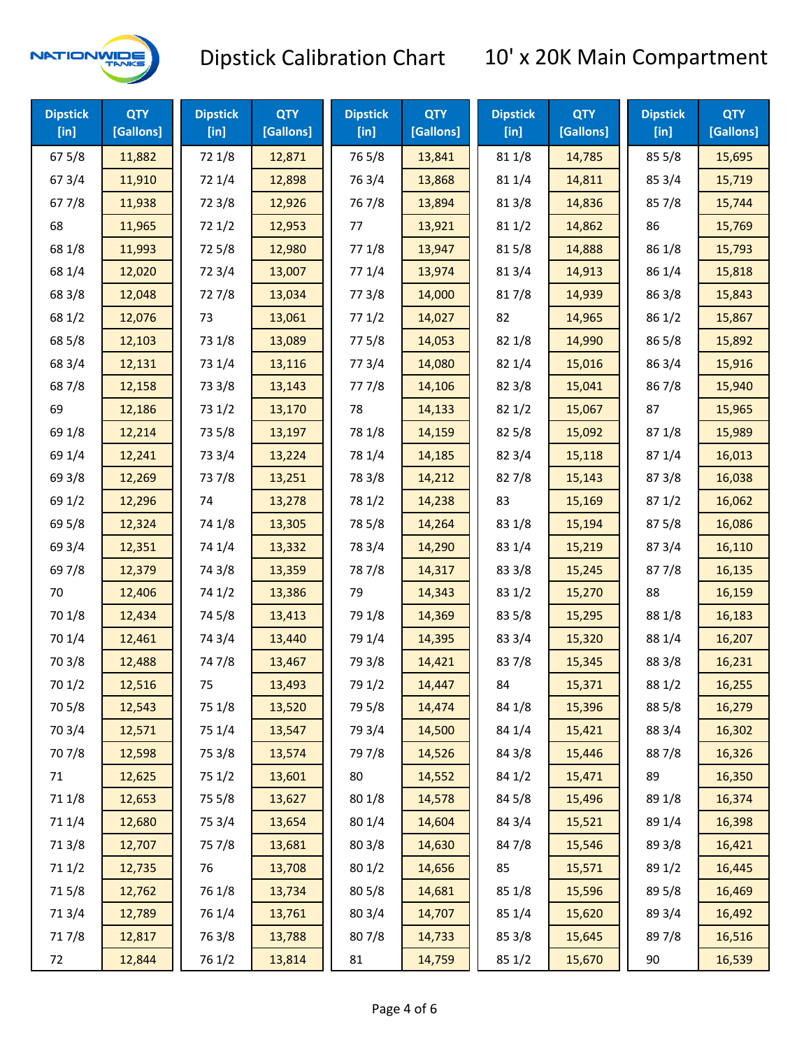# Dipstick Calibration Chart — 10' x 20K Main Compartment

| Dipstick [in] | QTY [Gallons] | Dipstick [in] | QTY [Gallons] | Dipstick [in] | QTY [Gallons] | Dipstick [in] | QTY [Gallons] | Dipstick [in] | QTY [Gallons] |
|---|---|---|---|---|---|---|---|---|---|
| 67 5/8 | 11,882 | 72 1/8 | 12,871 | 76 5/8 | 13,841 | 81 1/8 | 14,785 | 85 5/8 | 15,695 |
| 67 3/4 | 11,910 | 72 1/4 | 12,898 | 76 3/4 | 13,868 | 81 1/4 | 14,811 | 85 3/4 | 15,719 |
| 67 7/8 | 11,938 | 72 3/8 | 12,926 | 76 7/8 | 13,894 | 81 3/8 | 14,836 | 85 7/8 | 15,744 |
| 68 | 11,965 | 72 1/2 | 12,953 | 77 | 13,921 | 81 1/2 | 14,862 | 86 | 15,769 |
| 68 1/8 | 11,993 | 72 5/8 | 12,980 | 77 1/8 | 13,947 | 81 5/8 | 14,888 | 86 1/8 | 15,793 |
| 68 1/4 | 12,020 | 72 3/4 | 13,007 | 77 1/4 | 13,974 | 81 3/4 | 14,913 | 86 1/4 | 15,818 |
| 68 3/8 | 12,048 | 72 7/8 | 13,034 | 77 3/8 | 14,000 | 81 7/8 | 14,939 | 86 3/8 | 15,843 |
| 68 1/2 | 12,076 | 73 | 13,061 | 77 1/2 | 14,027 | 82 | 14,965 | 86 1/2 | 15,867 |
| 68 5/8 | 12,103 | 73 1/8 | 13,089 | 77 5/8 | 14,053 | 82 1/8 | 14,990 | 86 5/8 | 15,892 |
| 68 3/4 | 12,131 | 73 1/4 | 13,116 | 77 3/4 | 14,080 | 82 1/4 | 15,016 | 86 3/4 | 15,916 |
| 68 7/8 | 12,158 | 73 3/8 | 13,143 | 77 7/8 | 14,106 | 82 3/8 | 15,041 | 86 7/8 | 15,940 |
| 69 | 12,186 | 73 1/2 | 13,170 | 78 | 14,133 | 82 1/2 | 15,067 | 87 | 15,965 |
| 69 1/8 | 12,214 | 73 5/8 | 13,197 | 78 1/8 | 14,159 | 82 5/8 | 15,092 | 87 1/8 | 15,989 |
| 69 1/4 | 12,241 | 73 3/4 | 13,224 | 78 1/4 | 14,185 | 82 3/4 | 15,118 | 87 1/4 | 16,013 |
| 69 3/8 | 12,269 | 73 7/8 | 13,251 | 78 3/8 | 14,212 | 82 7/8 | 15,143 | 87 3/8 | 16,038 |
| 69 1/2 | 12,296 | 74 | 13,278 | 78 1/2 | 14,238 | 83 | 15,169 | 87 1/2 | 16,062 |
| 69 5/8 | 12,324 | 74 1/8 | 13,305 | 78 5/8 | 14,264 | 83 1/8 | 15,194 | 87 5/8 | 16,086 |
| 69 3/4 | 12,351 | 74 1/4 | 13,332 | 78 3/4 | 14,290 | 83 1/4 | 15,219 | 87 3/4 | 16,110 |
| 69 7/8 | 12,379 | 74 3/8 | 13,359 | 78 7/8 | 14,317 | 83 3/8 | 15,245 | 87 7/8 | 16,135 |
| 70 | 12,406 | 74 1/2 | 13,386 | 79 | 14,343 | 83 1/2 | 15,270 | 88 | 16,159 |
| 70 1/8 | 12,434 | 74 5/8 | 13,413 | 79 1/8 | 14,369 | 83 5/8 | 15,295 | 88 1/8 | 16,183 |
| 70 1/4 | 12,461 | 74 3/4 | 13,440 | 79 1/4 | 14,395 | 83 3/4 | 15,320 | 88 1/4 | 16,207 |
| 70 3/8 | 12,488 | 74 7/8 | 13,467 | 79 3/8 | 14,421 | 83 7/8 | 15,345 | 88 3/8 | 16,231 |
| 70 1/2 | 12,516 | 75 | 13,493 | 79 1/2 | 14,447 | 84 | 15,371 | 88 1/2 | 16,255 |
| 70 5/8 | 12,543 | 75 1/8 | 13,520 | 79 5/8 | 14,474 | 84 1/8 | 15,396 | 88 5/8 | 16,279 |
| 70 3/4 | 12,571 | 75 1/4 | 13,547 | 79 3/4 | 14,500 | 84 1/4 | 15,421 | 88 3/4 | 16,302 |
| 70 7/8 | 12,598 | 75 3/8 | 13,574 | 79 7/8 | 14,526 | 84 3/8 | 15,446 | 88 7/8 | 16,326 |
| 71 | 12,625 | 75 1/2 | 13,601 | 80 | 14,552 | 84 1/2 | 15,471 | 89 | 16,350 |
| 71 1/8 | 12,653 | 75 5/8 | 13,627 | 80 1/8 | 14,578 | 84 5/8 | 15,496 | 89 1/8 | 16,374 |
| 71 1/4 | 12,680 | 75 3/4 | 13,654 | 80 1/4 | 14,604 | 84 3/4 | 15,521 | 89 1/4 | 16,398 |
| 71 3/8 | 12,707 | 75 7/8 | 13,681 | 80 3/8 | 14,630 | 84 7/8 | 15,546 | 89 3/8 | 16,421 |
| 71 1/2 | 12,735 | 76 | 13,708 | 80 1/2 | 14,656 | 85 | 15,571 | 89 1/2 | 16,445 |
| 71 5/8 | 12,762 | 76 1/8 | 13,734 | 80 5/8 | 14,681 | 85 1/8 | 15,596 | 89 5/8 | 16,469 |
| 71 3/4 | 12,789 | 76 1/4 | 13,761 | 80 3/4 | 14,707 | 85 1/4 | 15,620 | 89 3/4 | 16,492 |
| 71 7/8 | 12,817 | 76 3/8 | 13,788 | 80 7/8 | 14,733 | 85 3/8 | 15,645 | 89 7/8 | 16,516 |
| 72 | 12,844 | 76 1/2 | 13,814 | 81 | 14,759 | 85 1/2 | 15,670 | 90 | 16,539 |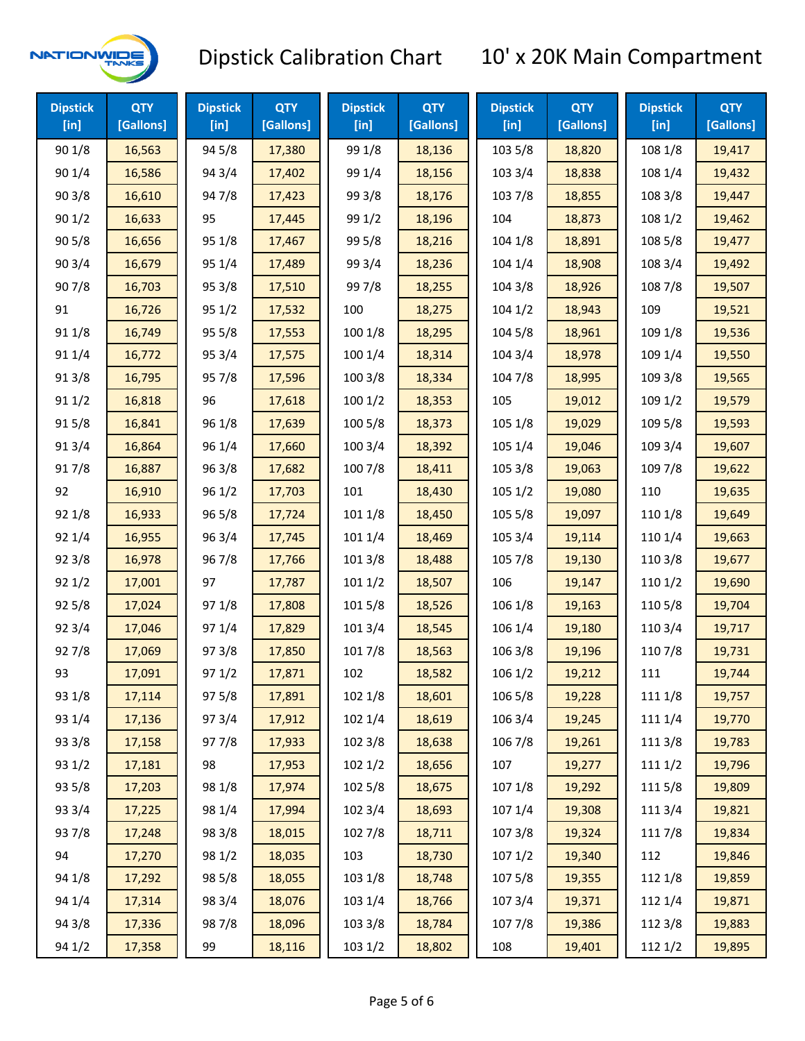# Dipstick Calibration Chart 10' x 20K Main Compartment

| Dipstick [in] | QTY [Gallons] | Dipstick [in] | QTY [Gallons] | Dipstick [in] | QTY [Gallons] | Dipstick [in] | QTY [Gallons] | Dipstick [in] | QTY [Gallons] |
|---|---|---|---|---|---|---|---|---|---|
| 90 1/8 | 16,563 | 94 5/8 | 17,380 | 99 1/8 | 18,136 | 103 5/8 | 18,820 | 108 1/8 | 19,417 |
| 90 1/4 | 16,586 | 94 3/4 | 17,402 | 99 1/4 | 18,156 | 103 3/4 | 18,838 | 108 1/4 | 19,432 |
| 90 3/8 | 16,610 | 94 7/8 | 17,423 | 99 3/8 | 18,176 | 103 7/8 | 18,855 | 108 3/8 | 19,447 |
| 90 1/2 | 16,633 | 95 | 17,445 | 99 1/2 | 18,196 | 104 | 18,873 | 108 1/2 | 19,462 |
| 90 5/8 | 16,656 | 95 1/8 | 17,467 | 99 5/8 | 18,216 | 104 1/8 | 18,891 | 108 5/8 | 19,477 |
| 90 3/4 | 16,679 | 95 1/4 | 17,489 | 99 3/4 | 18,236 | 104 1/4 | 18,908 | 108 3/4 | 19,492 |
| 90 7/8 | 16,703 | 95 3/8 | 17,510 | 99 7/8 | 18,255 | 104 3/8 | 18,926 | 108 7/8 | 19,507 |
| 91 | 16,726 | 95 1/2 | 17,532 | 100 | 18,275 | 104 1/2 | 18,943 | 109 | 19,521 |
| 91 1/8 | 16,749 | 95 5/8 | 17,553 | 100 1/8 | 18,295 | 104 5/8 | 18,961 | 109 1/8 | 19,536 |
| 91 1/4 | 16,772 | 95 3/4 | 17,575 | 100 1/4 | 18,314 | 104 3/4 | 18,978 | 109 1/4 | 19,550 |
| 91 3/8 | 16,795 | 95 7/8 | 17,596 | 100 3/8 | 18,334 | 104 7/8 | 18,995 | 109 3/8 | 19,565 |
| 91 1/2 | 16,818 | 96 | 17,618 | 100 1/2 | 18,353 | 105 | 19,012 | 109 1/2 | 19,579 |
| 91 5/8 | 16,841 | 96 1/8 | 17,639 | 100 5/8 | 18,373 | 105 1/8 | 19,029 | 109 5/8 | 19,593 |
| 91 3/4 | 16,864 | 96 1/4 | 17,660 | 100 3/4 | 18,392 | 105 1/4 | 19,046 | 109 3/4 | 19,607 |
| 91 7/8 | 16,887 | 96 3/8 | 17,682 | 100 7/8 | 18,411 | 105 3/8 | 19,063 | 109 7/8 | 19,622 |
| 92 | 16,910 | 96 1/2 | 17,703 | 101 | 18,430 | 105 1/2 | 19,080 | 110 | 19,635 |
| 92 1/8 | 16,933 | 96 5/8 | 17,724 | 101 1/8 | 18,450 | 105 5/8 | 19,097 | 110 1/8 | 19,649 |
| 92 1/4 | 16,955 | 96 3/4 | 17,745 | 101 1/4 | 18,469 | 105 3/4 | 19,114 | 110 1/4 | 19,663 |
| 92 3/8 | 16,978 | 96 7/8 | 17,766 | 101 3/8 | 18,488 | 105 7/8 | 19,130 | 110 3/8 | 19,677 |
| 92 1/2 | 17,001 | 97 | 17,787 | 101 1/2 | 18,507 | 106 | 19,147 | 110 1/2 | 19,690 |
| 92 5/8 | 17,024 | 97 1/8 | 17,808 | 101 5/8 | 18,526 | 106 1/8 | 19,163 | 110 5/8 | 19,704 |
| 92 3/4 | 17,046 | 97 1/4 | 17,829 | 101 3/4 | 18,545 | 106 1/4 | 19,180 | 110 3/4 | 19,717 |
| 92 7/8 | 17,069 | 97 3/8 | 17,850 | 101 7/8 | 18,563 | 106 3/8 | 19,196 | 110 7/8 | 19,731 |
| 93 | 17,091 | 97 1/2 | 17,871 | 102 | 18,582 | 106 1/2 | 19,212 | 111 | 19,744 |
| 93 1/8 | 17,114 | 97 5/8 | 17,891 | 102 1/8 | 18,601 | 106 5/8 | 19,228 | 111 1/8 | 19,757 |
| 93 1/4 | 17,136 | 97 3/4 | 17,912 | 102 1/4 | 18,619 | 106 3/4 | 19,245 | 111 1/4 | 19,770 |
| 93 3/8 | 17,158 | 97 7/8 | 17,933 | 102 3/8 | 18,638 | 106 7/8 | 19,261 | 111 3/8 | 19,783 |
| 93 1/2 | 17,181 | 98 | 17,953 | 102 1/2 | 18,656 | 107 | 19,277 | 111 1/2 | 19,796 |
| 93 5/8 | 17,203 | 98 1/8 | 17,974 | 102 5/8 | 18,675 | 107 1/8 | 19,292 | 111 5/8 | 19,809 |
| 93 3/4 | 17,225 | 98 1/4 | 17,994 | 102 3/4 | 18,693 | 107 1/4 | 19,308 | 111 3/4 | 19,821 |
| 93 7/8 | 17,248 | 98 3/8 | 18,015 | 102 7/8 | 18,711 | 107 3/8 | 19,324 | 111 7/8 | 19,834 |
| 94 | 17,270 | 98 1/2 | 18,035 | 103 | 18,730 | 107 1/2 | 19,340 | 112 | 19,846 |
| 94 1/8 | 17,292 | 98 5/8 | 18,055 | 103 1/8 | 18,748 | 107 5/8 | 19,355 | 112 1/8 | 19,859 |
| 94 1/4 | 17,314 | 98 3/4 | 18,076 | 103 1/4 | 18,766 | 107 3/4 | 19,371 | 112 1/4 | 19,871 |
| 94 3/8 | 17,336 | 98 7/8 | 18,096 | 103 3/8 | 18,784 | 107 7/8 | 19,386 | 112 3/8 | 19,883 |
| 94 1/2 | 17,358 | 99 | 18,116 | 103 1/2 | 18,802 | 108 | 19,401 | 112 1/2 | 19,895 |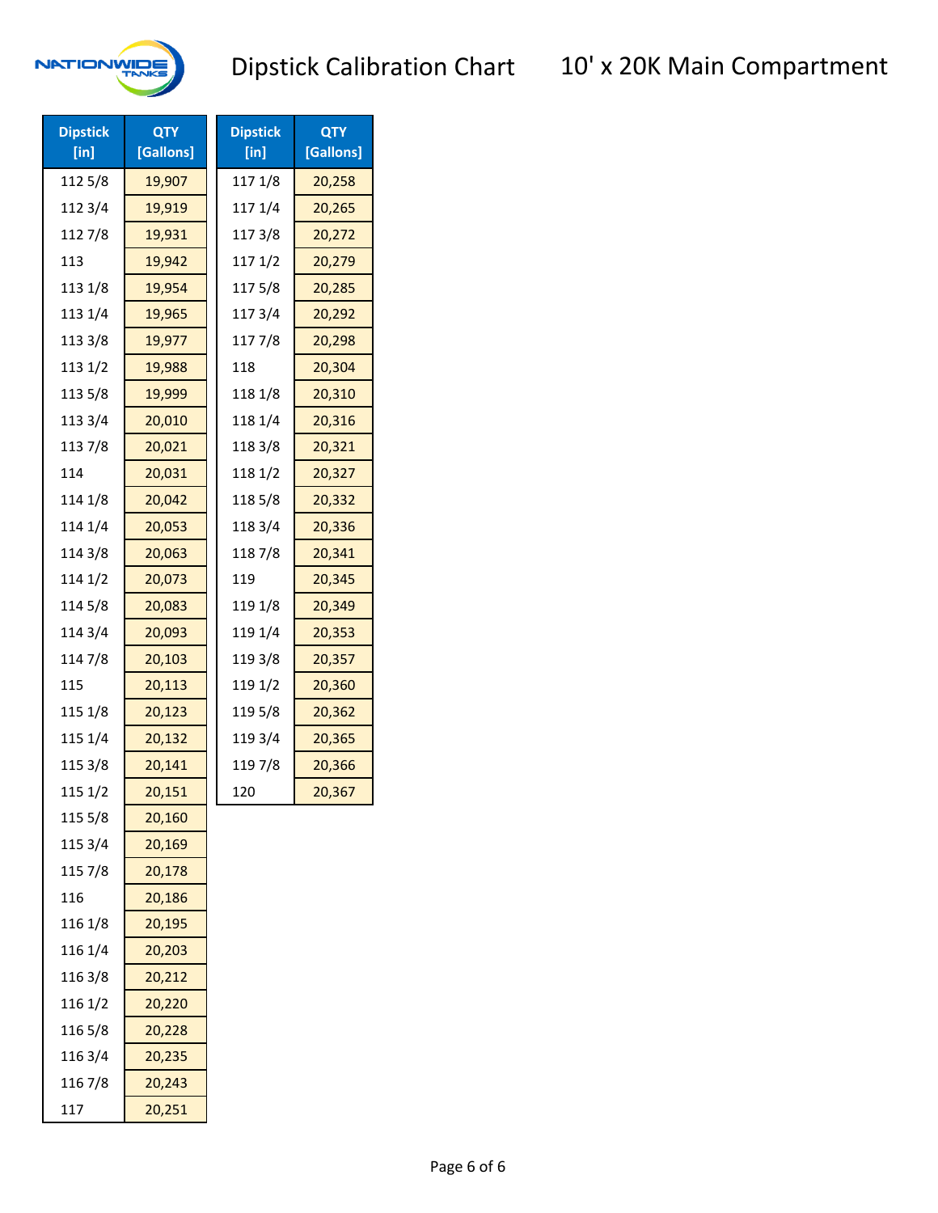# Dipstick Calibration Chart 10' x 20K Main Compartment

| Dipstick [in] | QTY [Gallons] |
|---|---|
| 112 5/8 | 19,907 |
| 112 3/4 | 19,919 |
| 112 7/8 | 19,931 |
| 113 | 19,942 |
| 113 1/8 | 19,954 |
| 113 1/4 | 19,965 |
| 113 3/8 | 19,977 |
| 113 1/2 | 19,988 |
| 113 5/8 | 19,999 |
| 113 3/4 | 20,010 |
| 113 7/8 | 20,021 |
| 114 | 20,031 |
| 114 1/8 | 20,042 |
| 114 1/4 | 20,053 |
| 114 3/8 | 20,063 |
| 114 1/2 | 20,073 |
| 114 5/8 | 20,083 |
| 114 3/4 | 20,093 |
| 114 7/8 | 20,103 |
| 115 | 20,113 |
| 115 1/8 | 20,123 |
| 115 1/4 | 20,132 |
| 115 3/8 | 20,141 |
| 115 1/2 | 20,151 |
| 115 5/8 | 20,160 |
| 115 3/4 | 20,169 |
| 115 7/8 | 20,178 |
| 116 | 20,186 |
| 116 1/8 | 20,195 |
| 116 1/4 | 20,203 |
| 116 3/8 | 20,212 |
| 116 1/2 | 20,220 |
| 116 5/8 | 20,228 |
| 116 3/4 | 20,235 |
| 116 7/8 | 20,243 |
| 117 | 20,251 |
| 117 1/8 | 20,258 |
| 117 1/4 | 20,265 |
| 117 3/8 | 20,272 |
| 117 1/2 | 20,279 |
| 117 5/8 | 20,285 |
| 117 3/4 | 20,292 |
| 117 7/8 | 20,298 |
| 118 | 20,304 |
| 118 1/8 | 20,310 |
| 118 1/4 | 20,316 |
| 118 3/8 | 20,321 |
| 118 1/2 | 20,327 |
| 118 5/8 | 20,332 |
| 118 3/4 | 20,336 |
| 118 7/8 | 20,341 |
| 119 | 20,345 |
| 119 1/8 | 20,349 |
| 119 1/4 | 20,353 |
| 119 3/8 | 20,357 |
| 119 1/2 | 20,360 |
| 119 5/8 | 20,362 |
| 119 3/4 | 20,365 |
| 119 7/8 | 20,366 |
| 120 | 20,367 |